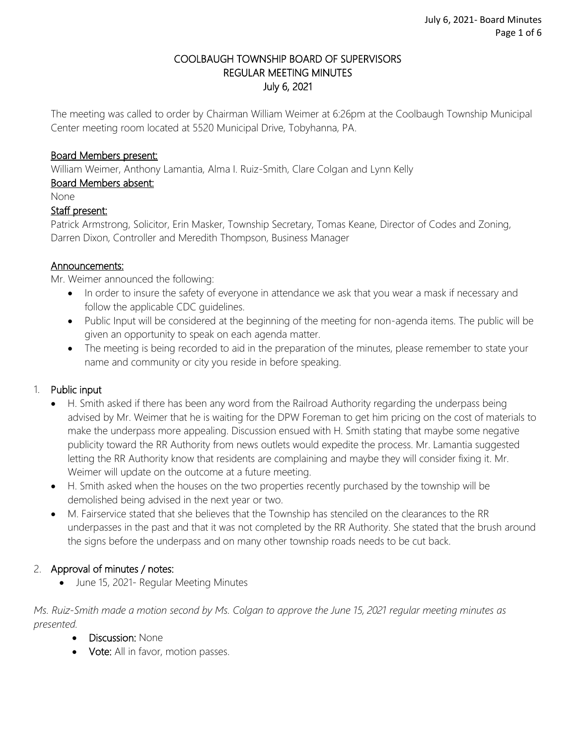# COOLBAUGH TOWNSHIP BOARD OF SUPERVISORS
## REGULAR MEETING MINUTES
## July 6, 2021

The meeting was called to order by Chairman William Weimer at 6:26pm at the Coolbaugh Township Municipal Center meeting room located at 5520 Municipal Drive, Tobyhanna, PA.

**Board Members present:**
William Weimer, Anthony Lamantia, Alma I. Ruiz-Smith, Clare Colgan and Lynn Kelly

**Board Members absent:**
None

**Staff present:**
Patrick Armstrong, Solicitor, Erin Masker, Township Secretary, Tomas Keane, Director of Codes and Zoning, Darren Dixon, Controller and Meredith Thompson, Business Manager

**Announcements:**
Mr. Weimer announced the following:

- In order to insure the safety of everyone in attendance we ask that you wear a mask if necessary and follow the applicable CDC guidelines.
- Public Input will be considered at the beginning of the meeting for non-agenda items. The public will be given an opportunity to speak on each agenda matter.
- The meeting is being recorded to aid in the preparation of the minutes, please remember to state your name and community or city you reside in before speaking.

1. **Public input**
   - H. Smith asked if there has been any word from the Railroad Authority regarding the underpass being advised by Mr. Weimer that he is waiting for the DPW Foreman to get him pricing on the cost of materials to make the underpass more appealing. Discussion ensued with H. Smith stating that maybe some negative publicity toward the RR Authority from news outlets would expedite the process. Mr. Lamantia suggested letting the RR Authority know that residents are complaining and maybe they will consider fixing it. Mr. Weimer will update on the outcome at a future meeting.
   - H. Smith asked when the houses on the two properties recently purchased by the township will be demolished being advised in the next year or two.
   - M. Fairservice stated that she believes that the Township has stenciled on the clearances to the RR underpasses in the past and that it was not completed by the RR Authority. She stated that the brush around the signs before the underpass and on many other township roads needs to be cut back.

2. **Approval of minutes / notes:**
   - June 15, 2021- Regular Meeting Minutes

*Ms. Ruiz-Smith made a motion second by Ms. Colgan to approve the June 15, 2021 regular meeting minutes as presented.*

- **Discussion:** None
- **Vote:** All in favor, motion passes.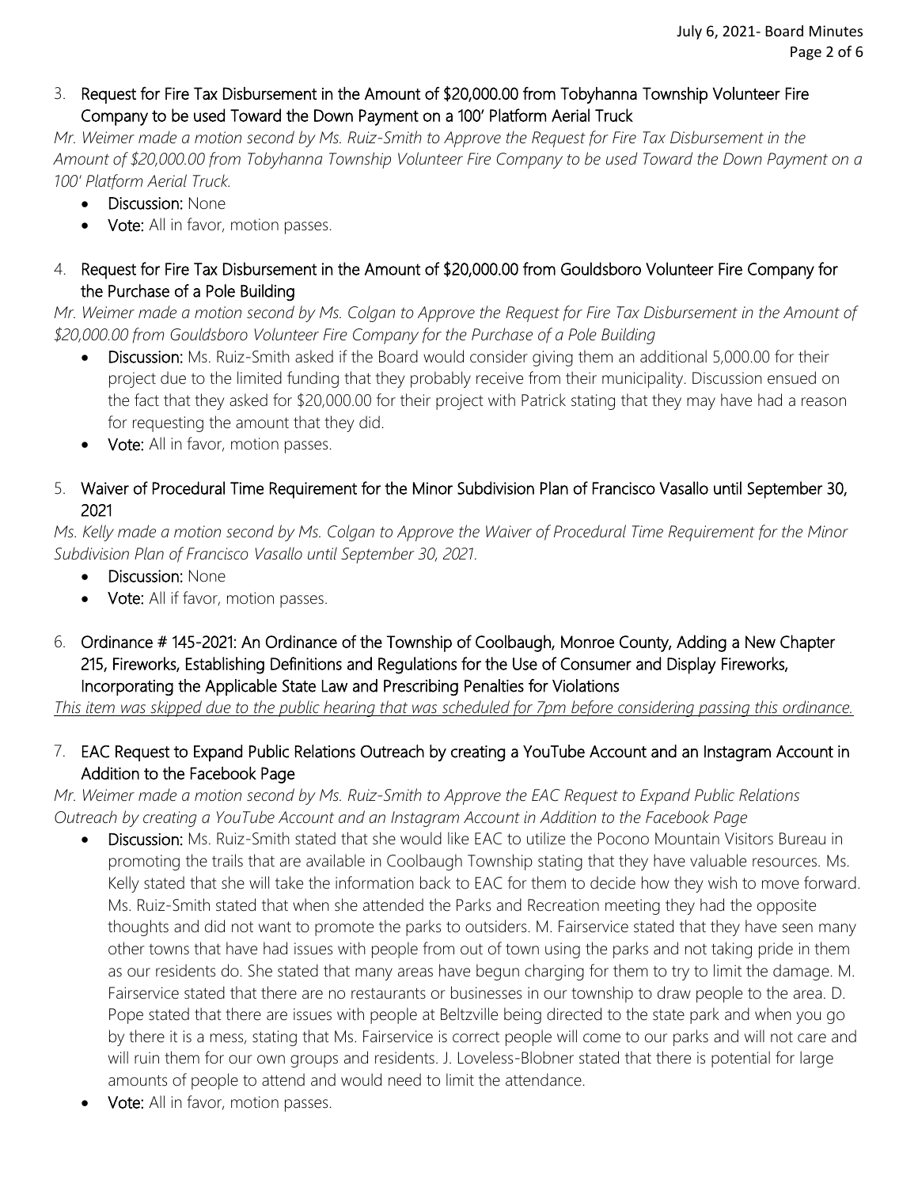3. Request for Fire Tax Disbursement in the Amount of $20,000.00 from Tobyhanna Township Volunteer Fire Company to be used Toward the Down Payment on a 100' Platform Aerial Truck

*Mr. Weimer made a motion second by Ms. Ruiz-Smith to Approve the Request for Fire Tax Disbursement in the Amount of $20,000.00 from Tobyhanna Township Volunteer Fire Company to be used Toward the Down Payment on a 100' Platform Aerial Truck.*

- Discussion: None
- Vote: All in favor, motion passes.

4. Request for Fire Tax Disbursement in the Amount of $20,000.00 from Gouldsboro Volunteer Fire Company for the Purchase of a Pole Building

*Mr. Weimer made a motion second by Ms. Colgan to Approve the Request for Fire Tax Disbursement in the Amount of $20,000.00 from Gouldsboro Volunteer Fire Company for the Purchase of a Pole Building*

- Discussion: Ms. Ruiz-Smith asked if the Board would consider giving them an additional 5,000.00 for their project due to the limited funding that they probably receive from their municipality. Discussion ensued on the fact that they asked for $20,000.00 for their project with Patrick stating that they may have had a reason for requesting the amount that they did.
- Vote: All in favor, motion passes.

5. Waiver of Procedural Time Requirement for the Minor Subdivision Plan of Francisco Vasallo until September 30, 2021

*Ms. Kelly made a motion second by Ms. Colgan to Approve the Waiver of Procedural Time Requirement for the Minor Subdivision Plan of Francisco Vasallo until September 30, 2021.*

- Discussion: None
- Vote: All if favor, motion passes.

6. Ordinance # 145-2021: An Ordinance of the Township of Coolbaugh, Monroe County, Adding a New Chapter 215, Fireworks, Establishing Definitions and Regulations for the Use of Consumer and Display Fireworks, Incorporating the Applicable State Law and Prescribing Penalties for Violations

<u>*This item was skipped due to the public hearing that was scheduled for 7pm before considering passing this ordinance.*</u>

7. EAC Request to Expand Public Relations Outreach by creating a YouTube Account and an Instagram Account in Addition to the Facebook Page

*Mr. Weimer made a motion second by Ms. Ruiz-Smith to Approve the EAC Request to Expand Public Relations Outreach by creating a YouTube Account and an Instagram Account in Addition to the Facebook Page*

- Discussion: Ms. Ruiz-Smith stated that she would like EAC to utilize the Pocono Mountain Visitors Bureau in promoting the trails that are available in Coolbaugh Township stating that they have valuable resources. Ms. Kelly stated that she will take the information back to EAC for them to decide how they wish to move forward. Ms. Ruiz-Smith stated that when she attended the Parks and Recreation meeting they had the opposite thoughts and did not want to promote the parks to outsiders. M. Fairservice stated that they have seen many other towns that have had issues with people from out of town using the parks and not taking pride in them as our residents do. She stated that many areas have begun charging for them to try to limit the damage. M. Fairservice stated that there are no restaurants or businesses in our township to draw people to the area. D. Pope stated that there are issues with people at Beltzville being directed to the state park and when you go by there it is a mess, stating that Ms. Fairservice is correct people will come to our parks and will not care and will ruin them for our own groups and residents. J. Loveless-Blobner stated that there is potential for large amounts of people to attend and would need to limit the attendance.
- Vote: All in favor, motion passes.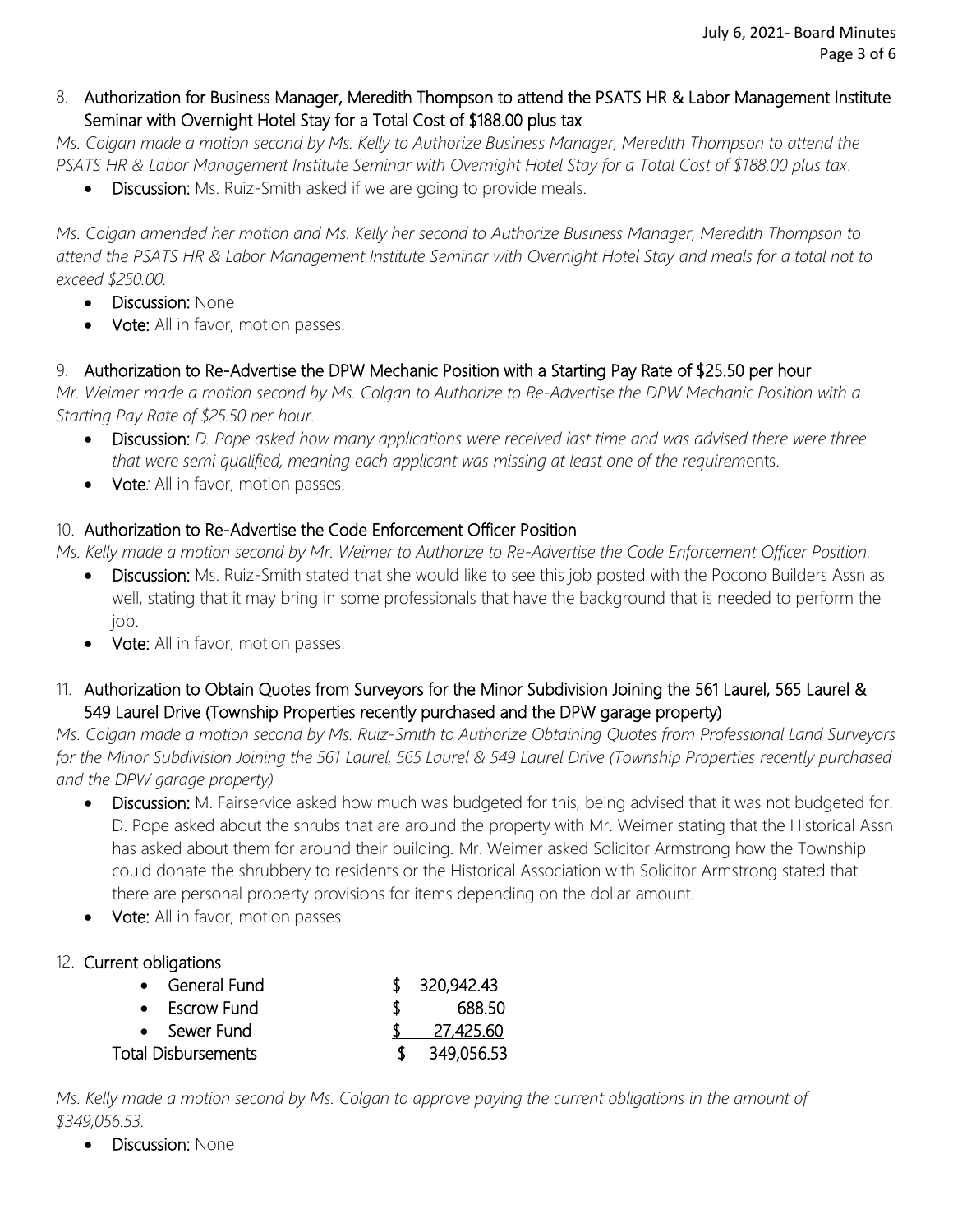8. **Authorization for Business Manager, Meredith Thompson to attend the PSATS HR & Labor Management Institute Seminar with Overnight Hotel Stay for a Total Cost of $188.00 plus tax**

*Ms. Colgan made a motion second by Ms. Kelly to Authorize Business Manager, Meredith Thompson to attend the PSATS HR & Labor Management Institute Seminar with Overnight Hotel Stay for a Total Cost of $188.00 plus tax.*

- **Discussion:** Ms. Ruiz-Smith asked if we are going to provide meals.

*Ms. Colgan amended her motion and Ms. Kelly her second to Authorize Business Manager, Meredith Thompson to attend the PSATS HR & Labor Management Institute Seminar with Overnight Hotel Stay and meals for a total not to exceed $250.00.*

- **Discussion:** None
- **Vote:** All in favor, motion passes.

9. **Authorization to Re-Advertise the DPW Mechanic Position with a Starting Pay Rate of $25.50 per hour**

*Mr. Weimer made a motion second by Ms. Colgan to Authorize to Re-Advertise the DPW Mechanic Position with a Starting Pay Rate of $25.50 per hour.*

- **Discussion:** *D. Pope asked how many applications were received last time and was advised there were three that were semi qualified, meaning each applicant was missing at least one of the requirements.*
- **Vote***:* All in favor, motion passes.

10. **Authorization to Re-Advertise the Code Enforcement Officer Position**

*Ms. Kelly made a motion second by Mr. Weimer to Authorize to Re-Advertise the Code Enforcement Officer Position.*

- **Discussion:** Ms. Ruiz-Smith stated that she would like to see this job posted with the Pocono Builders Assn as well, stating that it may bring in some professionals that have the background that is needed to perform the job.
- **Vote:** All in favor, motion passes.

11. **Authorization to Obtain Quotes from Surveyors for the Minor Subdivision Joining the 561 Laurel, 565 Laurel & 549 Laurel Drive (Township Properties recently purchased and the DPW garage property)**

*Ms. Colgan made a motion second by Ms. Ruiz-Smith to Authorize Obtaining Quotes from Professional Land Surveyors for the Minor Subdivision Joining the 561 Laurel, 565 Laurel & 549 Laurel Drive (Township Properties recently purchased and the DPW garage property)*

- **Discussion:** M. Fairservice asked how much was budgeted for this, being advised that it was not budgeted for. D. Pope asked about the shrubs that are around the property with Mr. Weimer stating that the Historical Assn has asked about them for around their building. Mr. Weimer asked Solicitor Armstrong how the Township could donate the shrubbery to residents or the Historical Association with Solicitor Armstrong stated that there are personal property provisions for items depending on the dollar amount.
- **Vote:** All in favor, motion passes.

12. **Current obligations**

| | |
|---|---|
| • General Fund | $ 320,942.43 |
| • Escrow Fund | $ 688.50 |
| • Sewer Fund | $ 27,425.60 |
| Total Disbursements | $ 349,056.53 |

*Ms. Kelly made a motion second by Ms. Colgan to approve paying the current obligations in the amount of $349,056.53.*

- **Discussion:** None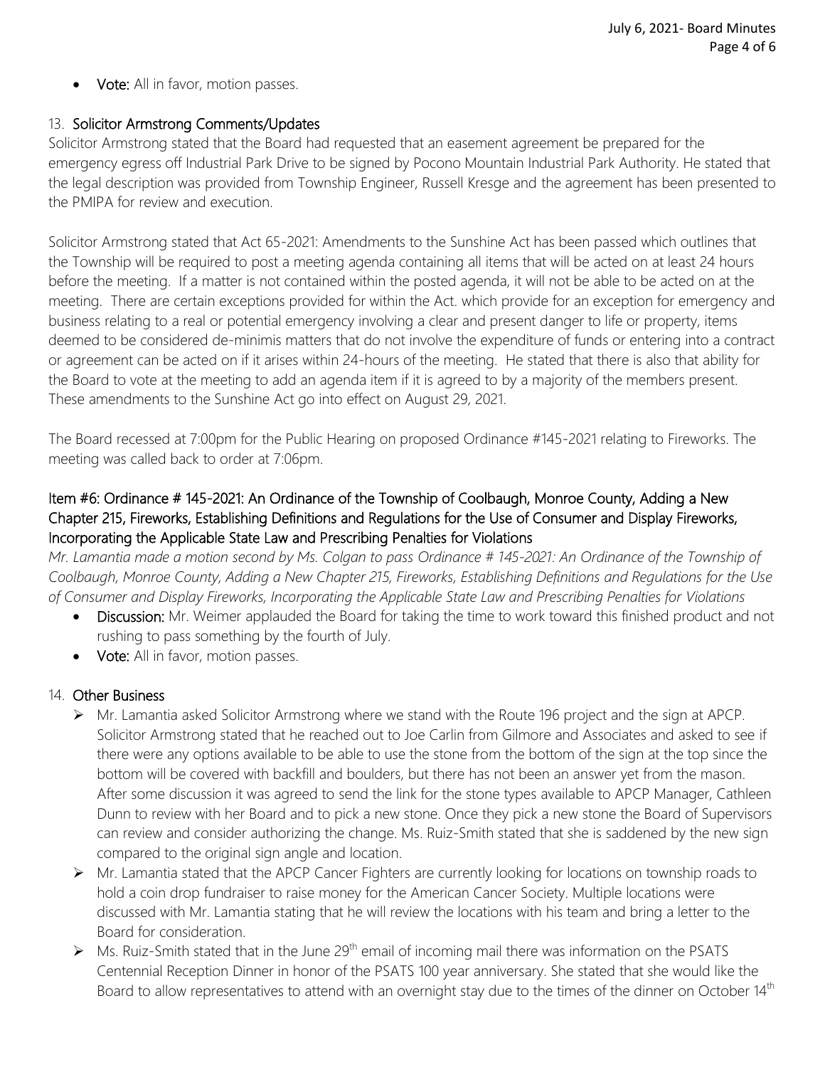- **Vote:** All in favor, motion passes.

## 13. Solicitor Armstrong Comments/Updates

Solicitor Armstrong stated that the Board had requested that an easement agreement be prepared for the emergency egress off Industrial Park Drive to be signed by Pocono Mountain Industrial Park Authority. He stated that the legal description was provided from Township Engineer, Russell Kresge and the agreement has been presented to the PMIPA for review and execution.

Solicitor Armstrong stated that Act 65-2021: Amendments to the Sunshine Act has been passed which outlines that the Township will be required to post a meeting agenda containing all items that will be acted on at least 24 hours before the meeting. If a matter is not contained within the posted agenda, it will not be able to be acted on at the meeting. There are certain exceptions provided for within the Act. which provide for an exception for emergency and business relating to a real or potential emergency involving a clear and present danger to life or property, items deemed to be considered de-minimis matters that do not involve the expenditure of funds or entering into a contract or agreement can be acted on if it arises within 24-hours of the meeting. He stated that there is also that ability for the Board to vote at the meeting to add an agenda item if it is agreed to by a majority of the members present. These amendments to the Sunshine Act go into effect on August 29, 2021.

The Board recessed at 7:00pm for the Public Hearing on proposed Ordinance #145-2021 relating to Fireworks. The meeting was called back to order at 7:06pm.

### Item #6: Ordinance # 145-2021: An Ordinance of the Township of Coolbaugh, Monroe County, Adding a New Chapter 215, Fireworks, Establishing Definitions and Regulations for the Use of Consumer and Display Fireworks, Incorporating the Applicable State Law and Prescribing Penalties for Violations

*Mr. Lamantia made a motion second by Ms. Colgan to pass Ordinance # 145-2021: An Ordinance of the Township of Coolbaugh, Monroe County, Adding a New Chapter 215, Fireworks, Establishing Definitions and Regulations for the Use of Consumer and Display Fireworks, Incorporating the Applicable State Law and Prescribing Penalties for Violations*

- **Discussion:** Mr. Weimer applauded the Board for taking the time to work toward this finished product and not rushing to pass something by the fourth of July.
- **Vote:** All in favor, motion passes.

## 14. Other Business

- Mr. Lamantia asked Solicitor Armstrong where we stand with the Route 196 project and the sign at APCP. Solicitor Armstrong stated that he reached out to Joe Carlin from Gilmore and Associates and asked to see if there were any options available to be able to use the stone from the bottom of the sign at the top since the bottom will be covered with backfill and boulders, but there has not been an answer yet from the mason. After some discussion it was agreed to send the link for the stone types available to APCP Manager, Cathleen Dunn to review with her Board and to pick a new stone. Once they pick a new stone the Board of Supervisors can review and consider authorizing the change. Ms. Ruiz-Smith stated that she is saddened by the new sign compared to the original sign angle and location.
- Mr. Lamantia stated that the APCP Cancer Fighters are currently looking for locations on township roads to hold a coin drop fundraiser to raise money for the American Cancer Society. Multiple locations were discussed with Mr. Lamantia stating that he will review the locations with his team and bring a letter to the Board for consideration.
- Ms. Ruiz-Smith stated that in the June 29th email of incoming mail there was information on the PSATS Centennial Reception Dinner in honor of the PSATS 100 year anniversary. She stated that she would like the Board to allow representatives to attend with an overnight stay due to the times of the dinner on October 14th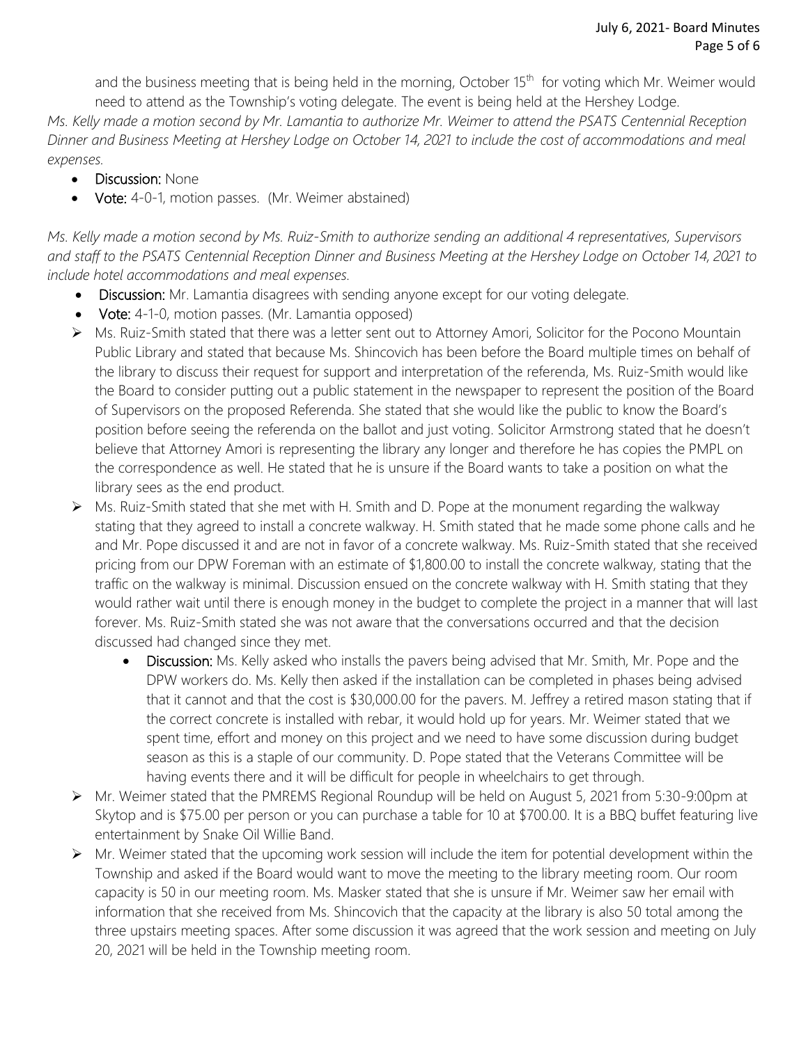and the business meeting that is being held in the morning, October 15th for voting which Mr. Weimer would need to attend as the Township's voting delegate. The event is being held at the Hershey Lodge.

*Ms. Kelly made a motion second by Mr. Lamantia to authorize Mr. Weimer to attend the PSATS Centennial Reception Dinner and Business Meeting at Hershey Lodge on October 14, 2021 to include the cost of accommodations and meal expenses.*

- **Discussion:** None
- **Vote:** 4-0-1, motion passes. (Mr. Weimer abstained)

*Ms. Kelly made a motion second by Ms. Ruiz-Smith to authorize sending an additional 4 representatives, Supervisors and staff to the PSATS Centennial Reception Dinner and Business Meeting at the Hershey Lodge on October 14, 2021 to include hotel accommodations and meal expenses.*

- **Discussion:** Mr. Lamantia disagrees with sending anyone except for our voting delegate.
- **Vote:** 4-1-0, motion passes. (Mr. Lamantia opposed)

- Ms. Ruiz-Smith stated that there was a letter sent out to Attorney Amori, Solicitor for the Pocono Mountain Public Library and stated that because Ms. Shincovich has been before the Board multiple times on behalf of the library to discuss their request for support and interpretation of the referenda, Ms. Ruiz-Smith would like the Board to consider putting out a public statement in the newspaper to represent the position of the Board of Supervisors on the proposed Referenda. She stated that she would like the public to know the Board's position before seeing the referenda on the ballot and just voting. Solicitor Armstrong stated that he doesn't believe that Attorney Amori is representing the library any longer and therefore he has copies the PMPL on the correspondence as well. He stated that he is unsure if the Board wants to take a position on what the library sees as the end product.
- Ms. Ruiz-Smith stated that she met with H. Smith and D. Pope at the monument regarding the walkway stating that they agreed to install a concrete walkway. H. Smith stated that he made some phone calls and he and Mr. Pope discussed it and are not in favor of a concrete walkway. Ms. Ruiz-Smith stated that she received pricing from our DPW Foreman with an estimate of $1,800.00 to install the concrete walkway, stating that the traffic on the walkway is minimal. Discussion ensued on the concrete walkway with H. Smith stating that they would rather wait until there is enough money in the budget to complete the project in a manner that will last forever. Ms. Ruiz-Smith stated she was not aware that the conversations occurred and that the decision discussed had changed since they met.
    - **Discussion:** Ms. Kelly asked who installs the pavers being advised that Mr. Smith, Mr. Pope and the DPW workers do. Ms. Kelly then asked if the installation can be completed in phases being advised that it cannot and that the cost is $30,000.00 for the pavers. M. Jeffrey a retired mason stating that if the correct concrete is installed with rebar, it would hold up for years. Mr. Weimer stated that we spent time, effort and money on this project and we need to have some discussion during budget season as this is a staple of our community. D. Pope stated that the Veterans Committee will be having events there and it will be difficult for people in wheelchairs to get through.
- Mr. Weimer stated that the PMREMS Regional Roundup will be held on August 5, 2021 from 5:30-9:00pm at Skytop and is $75.00 per person or you can purchase a table for 10 at $700.00. It is a BBQ buffet featuring live entertainment by Snake Oil Willie Band.
- Mr. Weimer stated that the upcoming work session will include the item for potential development within the Township and asked if the Board would want to move the meeting to the library meeting room. Our room capacity is 50 in our meeting room. Ms. Masker stated that she is unsure if Mr. Weimer saw her email with information that she received from Ms. Shincovich that the capacity at the library is also 50 total among the three upstairs meeting spaces. After some discussion it was agreed that the work session and meeting on July 20, 2021 will be held in the Township meeting room.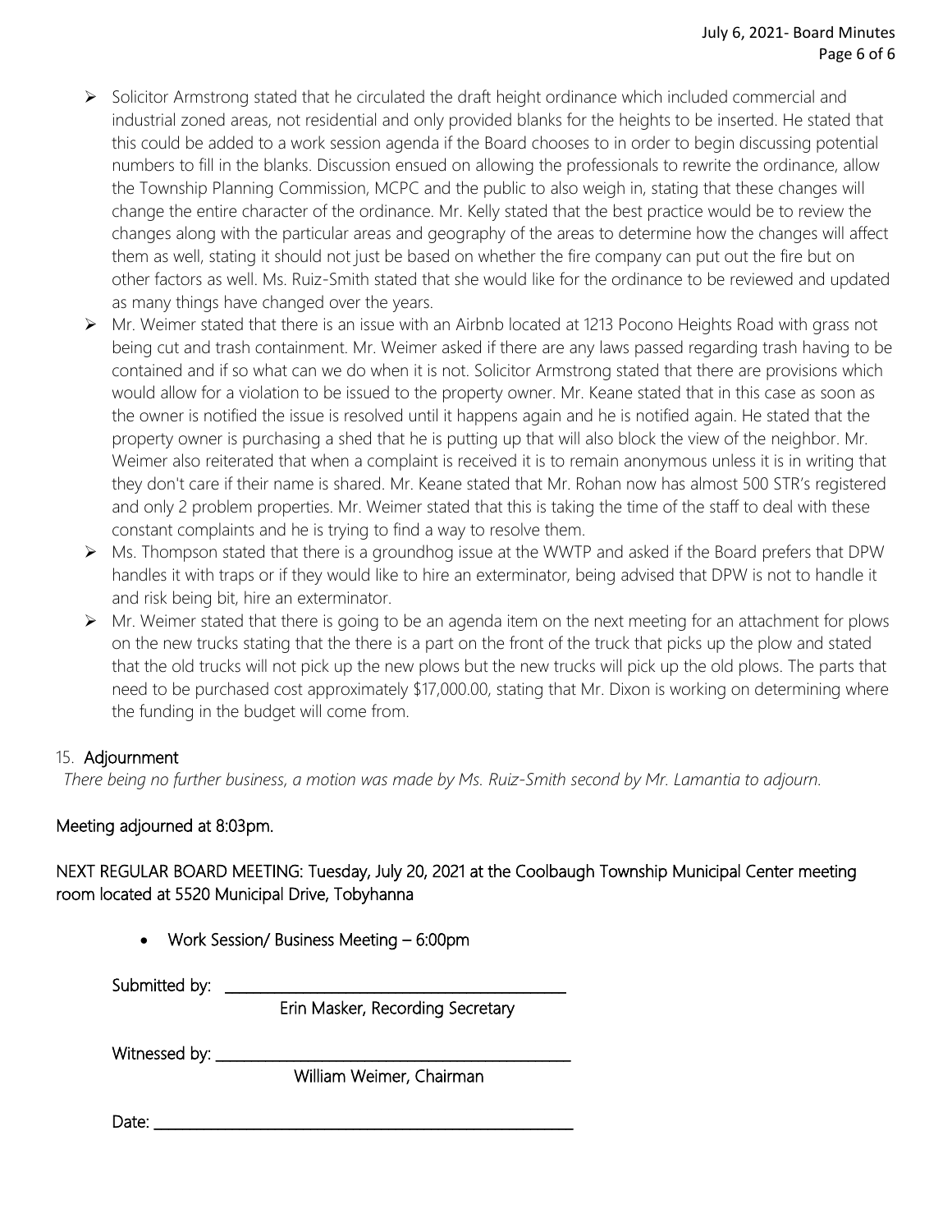- Solicitor Armstrong stated that he circulated the draft height ordinance which included commercial and industrial zoned areas, not residential and only provided blanks for the heights to be inserted. He stated that this could be added to a work session agenda if the Board chooses to in order to begin discussing potential numbers to fill in the blanks. Discussion ensued on allowing the professionals to rewrite the ordinance, allow the Township Planning Commission, MCPC and the public to also weigh in, stating that these changes will change the entire character of the ordinance. Mr. Kelly stated that the best practice would be to review the changes along with the particular areas and geography of the areas to determine how the changes will affect them as well, stating it should not just be based on whether the fire company can put out the fire but on other factors as well. Ms. Ruiz-Smith stated that she would like for the ordinance to be reviewed and updated as many things have changed over the years.
- Mr. Weimer stated that there is an issue with an Airbnb located at 1213 Pocono Heights Road with grass not being cut and trash containment. Mr. Weimer asked if there are any laws passed regarding trash having to be contained and if so what can we do when it is not. Solicitor Armstrong stated that there are provisions which would allow for a violation to be issued to the property owner. Mr. Keane stated that in this case as soon as the owner is notified the issue is resolved until it happens again and he is notified again. He stated that the property owner is purchasing a shed that he is putting up that will also block the view of the neighbor. Mr. Weimer also reiterated that when a complaint is received it is to remain anonymous unless it is in writing that they don't care if their name is shared. Mr. Keane stated that Mr. Rohan now has almost 500 STR's registered and only 2 problem properties. Mr. Weimer stated that this is taking the time of the staff to deal with these constant complaints and he is trying to find a way to resolve them.
- Ms. Thompson stated that there is a groundhog issue at the WWTP and asked if the Board prefers that DPW handles it with traps or if they would like to hire an exterminator, being advised that DPW is not to handle it and risk being bit, hire an exterminator.
- Mr. Weimer stated that there is going to be an agenda item on the next meeting for an attachment for plows on the new trucks stating that the there is a part on the front of the truck that picks up the plow and stated that the old trucks will not pick up the new plows but the new trucks will pick up the old plows. The parts that need to be purchased cost approximately $17,000.00, stating that Mr. Dixon is working on determining where the funding in the budget will come from.

15. **Adjournment**

*There being no further business, a motion was made by Ms. Ruiz-Smith second by Mr. Lamantia to adjourn.*

Meeting adjourned at 8:03pm.

NEXT REGULAR BOARD MEETING: Tuesday, July 20, 2021 at the Coolbaugh Township Municipal Center meeting room located at 5520 Municipal Drive, Tobyhanna

- Work Session/ Business Meeting – 6:00pm

Submitted by: ______________________________
Erin Masker, Recording Secretary

Witnessed by: ______________________________
William Weimer, Chairman

Date: ______________________________